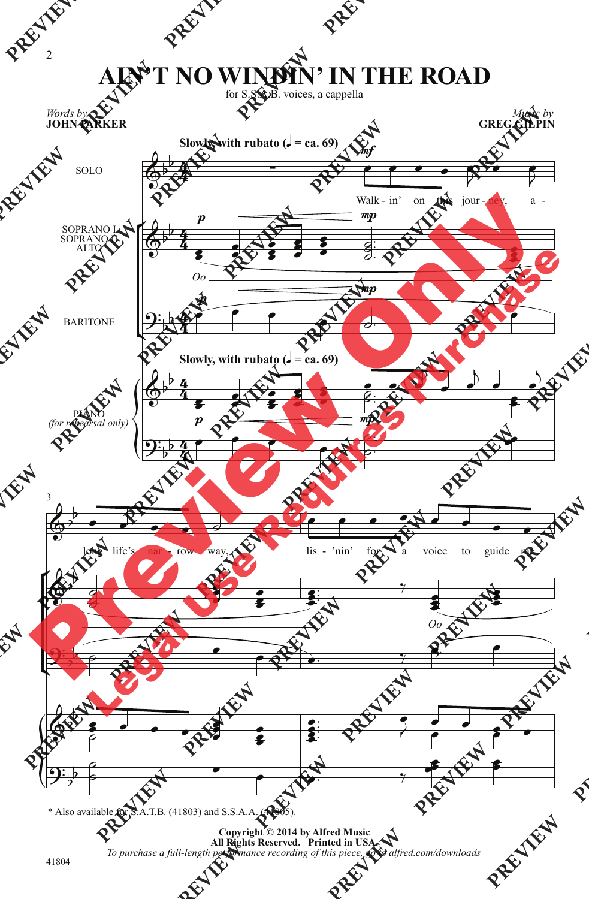# AIN'T NO WINDIN' IN THE ROAD

for S.S.A.B. voices, a cappella

*Words by*
**JOHN PARKER**

*Music by*
**GREG GILPIN**

**Slowly, with rubato (♩ = ca. 69)**

SOLO: Walk - in' on this jour - ney, a - long life's nar - row way, lis - 'nin' for a voice to guide me

SOPRANO I, SOPRANO II, ALTO: Oo

BARITONE

PIANO *(for rehearsal only)*

\* Also available for S.A.T.B. (41803) and S.S.A.A. (41805).

**Copyright © 2014 by Alfred Music**
**All Rights Reserved. Printed in USA.**
*To purchase a full-length performance recording of this piece, go to alfred.com/downloads*

41804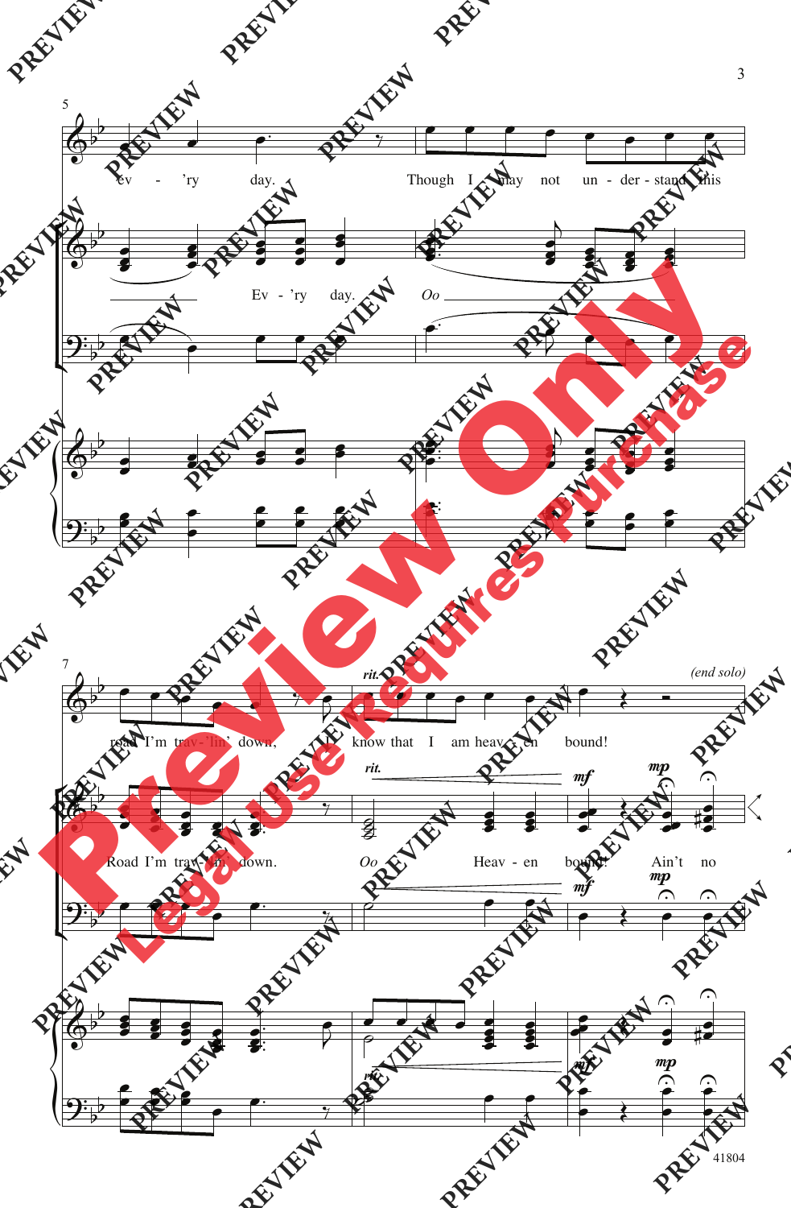5

ev - 'ry day. Though I may not un - der - stand this

Ev - 'ry day. *Oo*

7

road I'm trav - 'lin' down, I know that I am heav - en bound!

*rit.* *(end solo)*

Road I'm trav - 'lin' down. *Oo* Heav - en bound! Ain't no

*rit.* *mf* *mp*

41804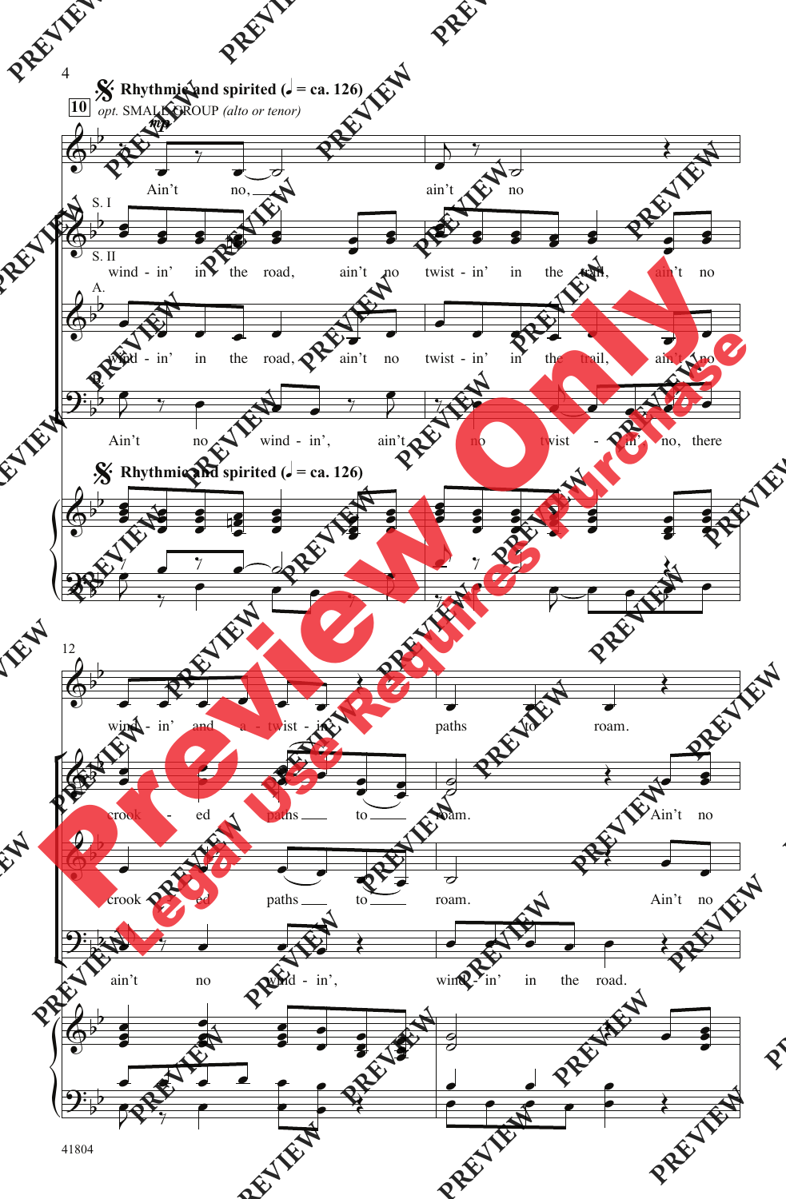**Rhythmic and spirited** (♩ = ca. 126)

10 *opt.* SMALL GROUP *(alto or tenor)*

*mp*

Ain't no, ain't no

S. I / S. II

wind - in' in the road, ain't no twist - in' in the trail, ain't no

A.

wind - in' in the road, ain't no twist - in' in the trail, ain't no

Ain't no wind - in', ain't no twist - in' no, there

**Rhythmic and spirited** (♩ = ca. 126)

12

wind - in' and a - twist - in' paths to roam.

crook - ed paths to roam. Ain't no

crook - ed paths to roam. Ain't no

ain't no wind - in', wind - in' in the road.

41804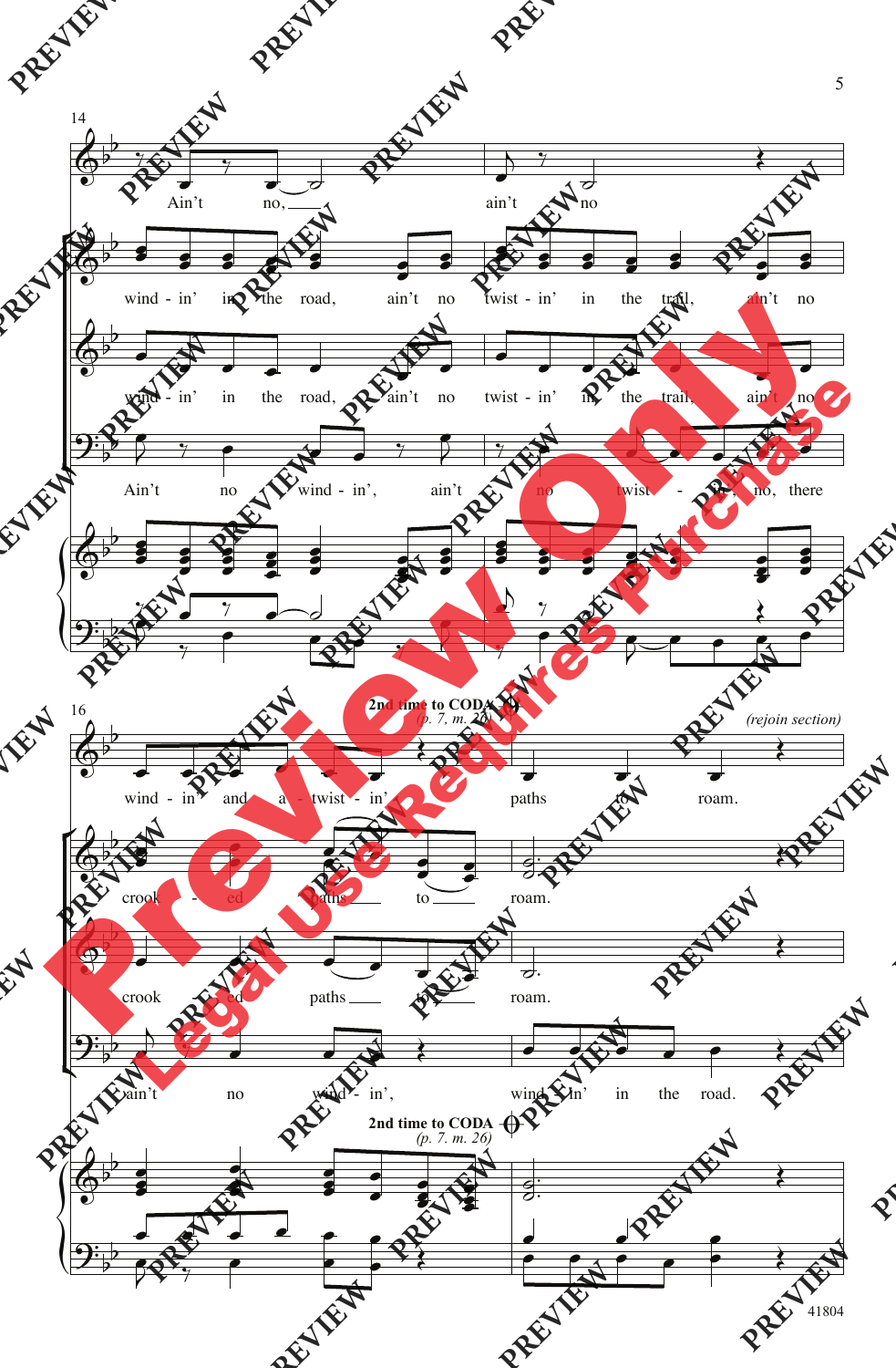14

Ain't no, ain't no

wind - in' in the road, ain't no twist - in' in the trail, ain't no

wind - in' in the road, ain't no twist - in' in the trail, ain't no

Ain't no wind - in', ain't no twist - in', no, there

16

**2nd time to CODA** *(p. 7, m. 26)*

*(rejoin section)*

wind - in' and a - twist - in' paths to roam.

crook - ed paths to roam.

crook - ed paths to roam.

ain't no wind - in', wind - in' in the road.

**2nd time to CODA** *(p. 7, m. 26)*

41804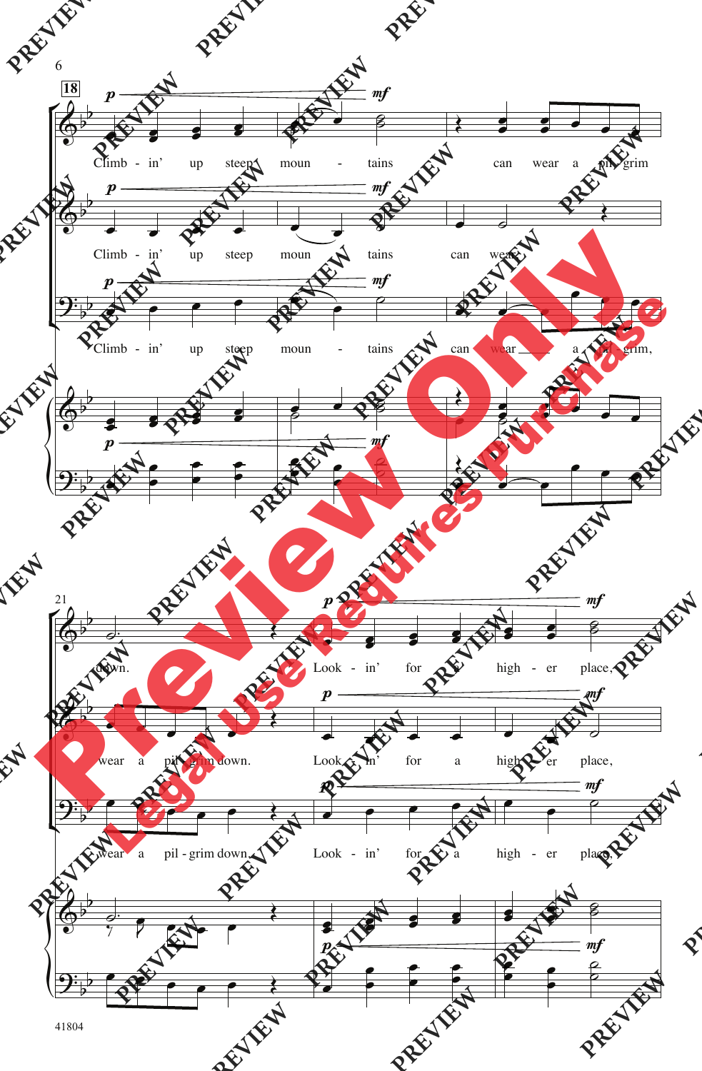18

*p* — *mf*

Climb - in' up steep moun - tains can wear a pil - grim

Climb - in' up steep moun tains can wear

Climb - in' up steep moun - tains can wear a pil - grim,

21

*p* — *mf*

down. Look - in' for a high - er place,

wear a pil - grim down. Look - in' for a high - er place,

wear a pil - grim down. Look - in' for a high - er place,

Preview Only

Legal Use Requires Purchase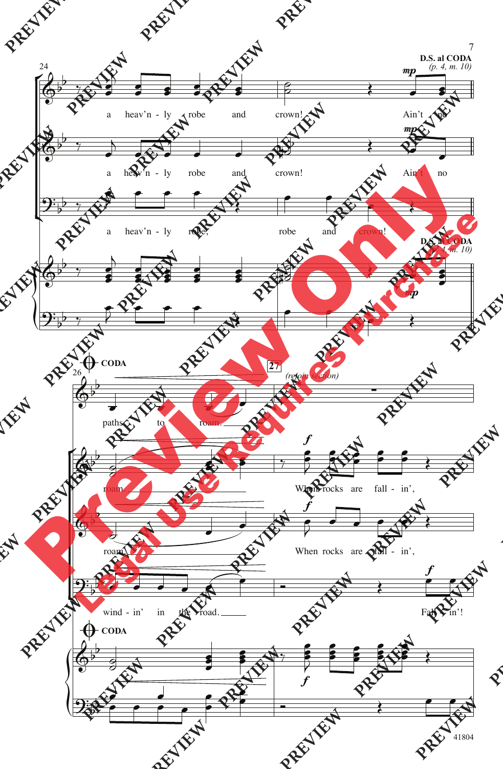D.S. al CODA
*(p. 4, m. 10)*

24

a heav'n - ly robe and crown! Ain't no

a heav'n - ly robe and crown! Ain't no

a heav'n - ly robe, robe and crown!

D.S. al CODA
*(p. 4, m. 10)*

CODA

26

paths to roam.

27 *(rejoin section)*

roam. When rocks are fall - in',

roam. When rocks are fall - in',

wind - in' in the road. Fall - in'!

CODA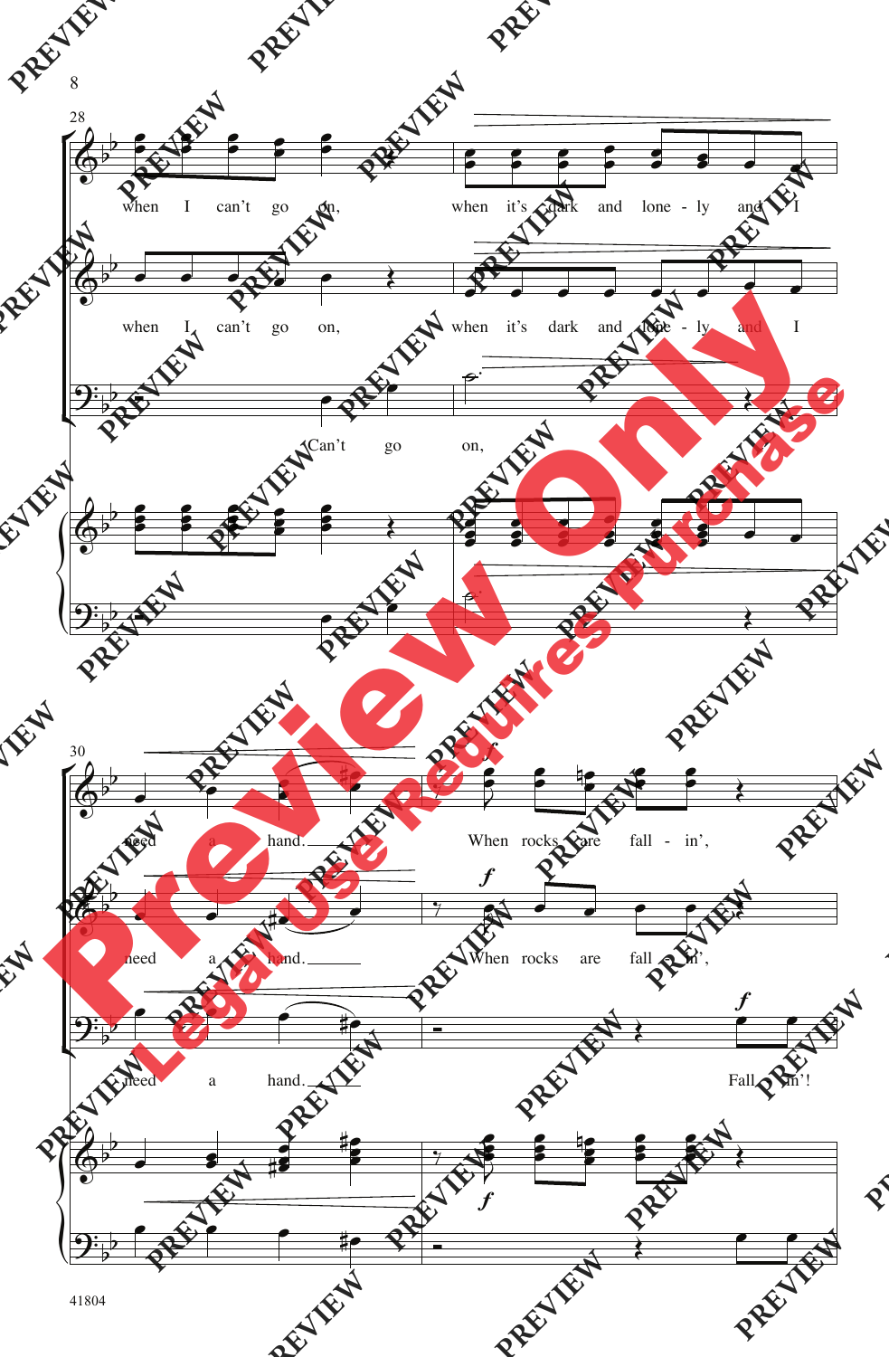when I can't go on, when it's dark and lone - ly and I

when I can't go on, when it's dark and lone - ly and I

Can't go on,

need a hand. When rocks are fall - in',

need a hand. When rocks are fall - in',

need a hand. Fall - in'!

Preview Only

Legal Use Requires Purchase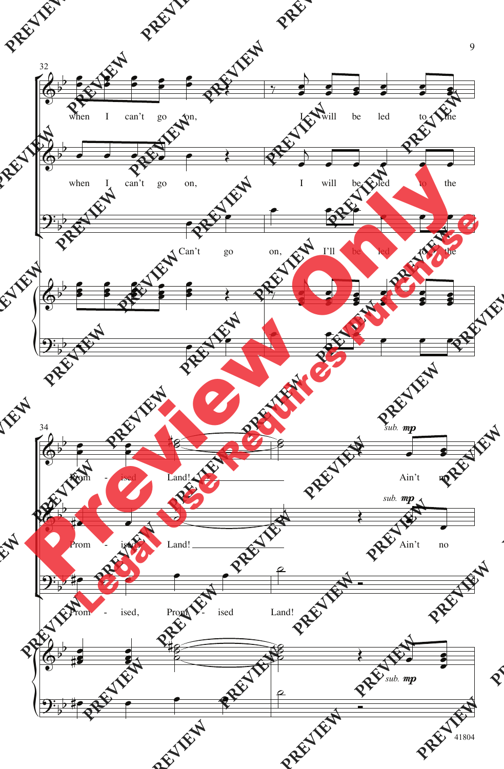32

when I can't go on, I will be led to the

when I can't go on, I will be led to the

Can't go on, I'll be led to the

34

*sub.* **mp**

Prom - ised Land! Ain't no

*sub.* **mp**

Prom - ised Land! Ain't no

Prom - ised, Prom - ised Land!

*sub.* **mp**

41804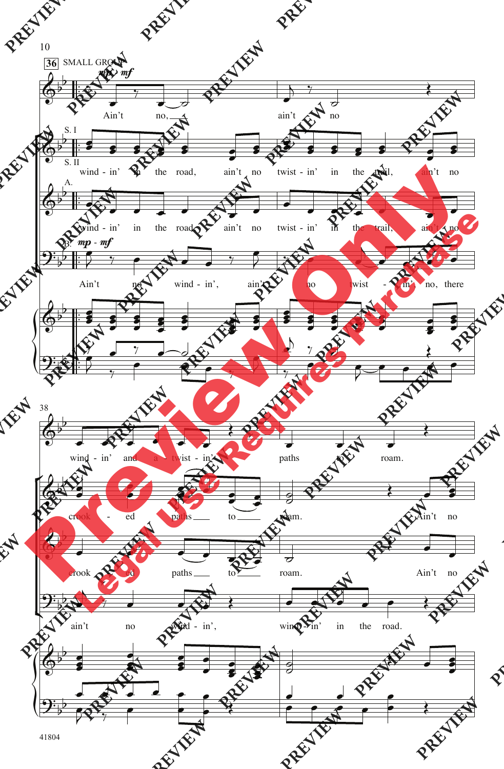36 SMALL GROUP *mp - mf*

Ain't no, ain't no

S. I / S. II: wind - in' in the road, ain't no twist - in' in the trail, ain't no

A.: wind - in' in the road, ain't no twist - in' in the trail, ain't no

B. *mp - mf*: Ain't no wind - in', ain't no twist - in' no, there

38

wind - in' and a twist - in' paths to roam.

crook - ed paths to roam. Ain't no

crook - ed paths to roam. Ain't no

ain't no wind - in', wind - in' in the road.

41804